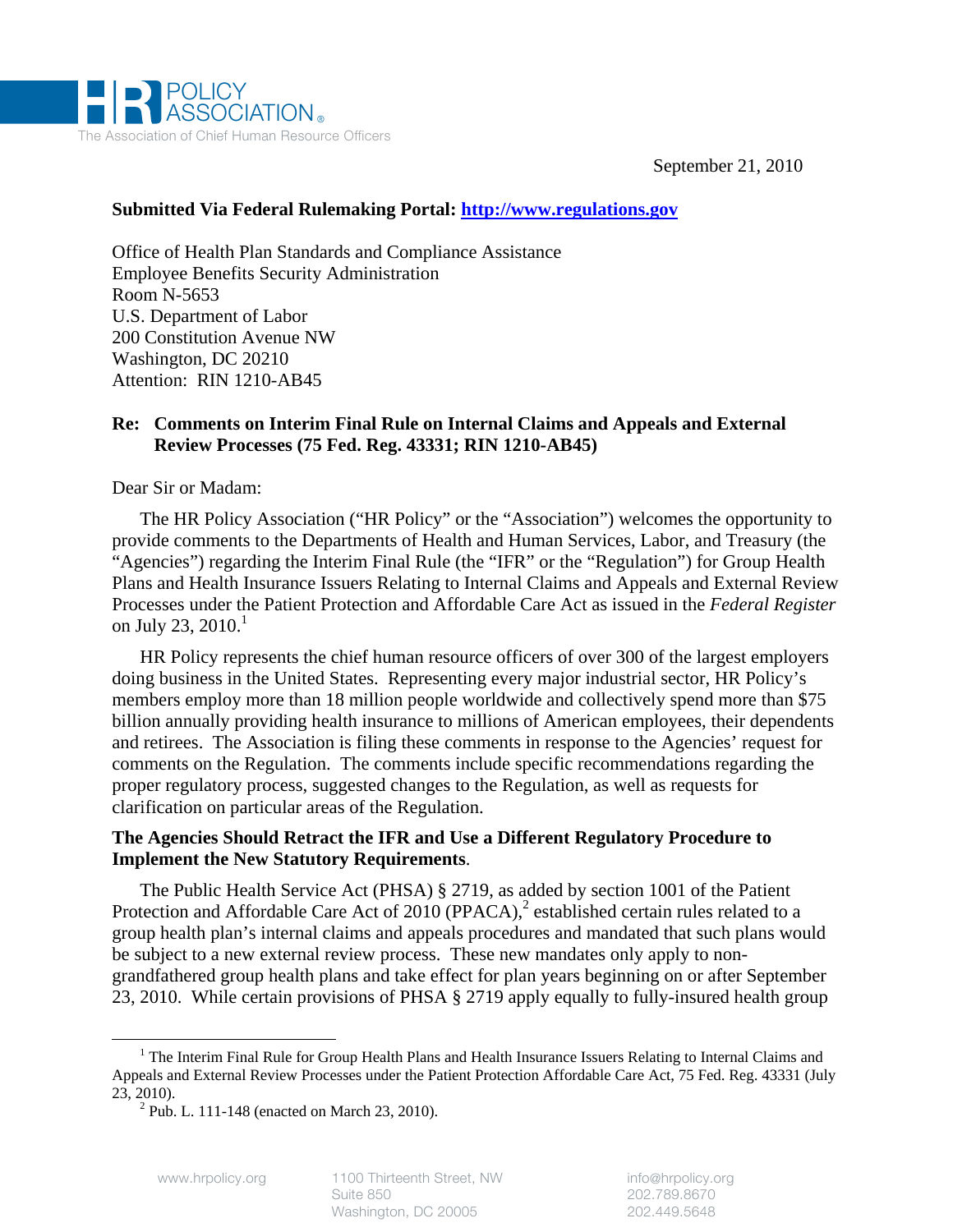HR POLICY ASSOCIATION®

The Association of Chief Human Resource Officers

September 21, 2010

**Submitted Via Federal Rulemaking Portal: http://www.regulations.gov**

Office of Health Plan Standards and Compliance Assistance
Employee Benefits Security Administration
Room N-5653
U.S. Department of Labor
200 Constitution Avenue NW
Washington, DC 20210
Attention: RIN 1210-AB45

**Re: Comments on Interim Final Rule on Internal Claims and Appeals and External Review Processes (75 Fed. Reg. 43331; RIN 1210-AB45)**

Dear Sir or Madam:

The HR Policy Association ("HR Policy" or the "Association") welcomes the opportunity to provide comments to the Departments of Health and Human Services, Labor, and Treasury (the "Agencies") regarding the Interim Final Rule (the "IFR" or the "Regulation") for Group Health Plans and Health Insurance Issuers Relating to Internal Claims and Appeals and External Review Processes under the Patient Protection and Affordable Care Act as issued in the *Federal Register* on July 23, 2010.[1]

HR Policy represents the chief human resource officers of over 300 of the largest employers doing business in the United States. Representing every major industrial sector, HR Policy's members employ more than 18 million people worldwide and collectively spend more than $75 billion annually providing health insurance to millions of American employees, their dependents and retirees. The Association is filing these comments in response to the Agencies' request for comments on the Regulation. The comments include specific recommendations regarding the proper regulatory process, suggested changes to the Regulation, as well as requests for clarification on particular areas of the Regulation.

**The Agencies Should Retract the IFR and Use a Different Regulatory Procedure to Implement the New Statutory Requirements**.

The Public Health Service Act (PHSA) § 2719, as added by section 1001 of the Patient Protection and Affordable Care Act of 2010 (PPACA),[2] established certain rules related to a group health plan's internal claims and appeals procedures and mandated that such plans would be subject to a new external review process. These new mandates only apply to non-grandfathered group health plans and take effect for plan years beginning on or after September 23, 2010. While certain provisions of PHSA § 2719 apply equally to fully-insured health group

---

[1] The Interim Final Rule for Group Health Plans and Health Insurance Issuers Relating to Internal Claims and Appeals and External Review Processes under the Patient Protection Affordable Care Act, 75 Fed. Reg. 43331 (July 23, 2010).

[2] Pub. L. 111-148 (enacted on March 23, 2010).

www.hrpolicy.org | 1100 Thirteenth Street, NW Suite 850 Washington, DC 20005 | info@hrpolicy.org 202.789.8670 202.449.5648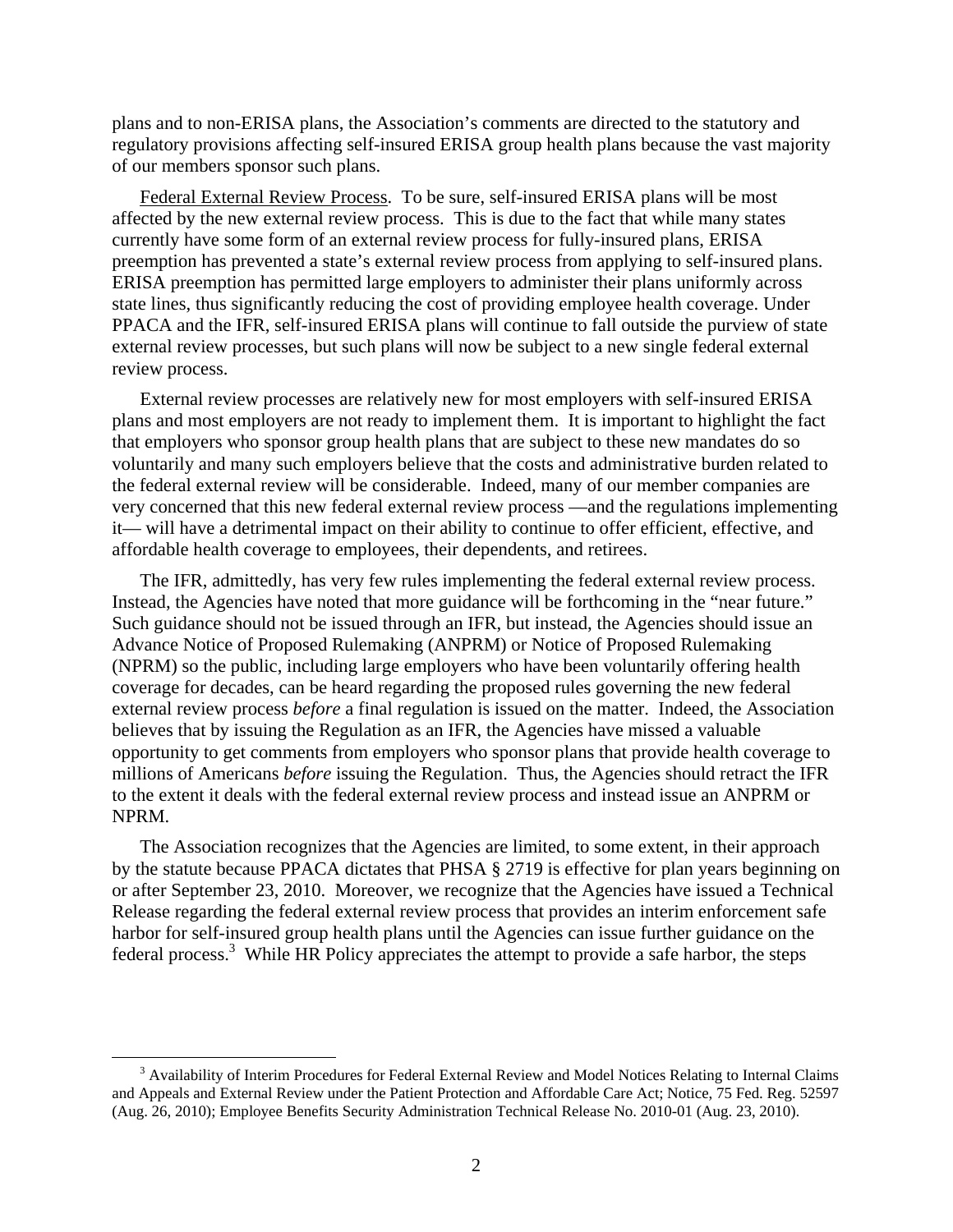plans and to non-ERISA plans, the Association's comments are directed to the statutory and regulatory provisions affecting self-insured ERISA group health plans because the vast majority of our members sponsor such plans.

Federal External Review Process. To be sure, self-insured ERISA plans will be most affected by the new external review process. This is due to the fact that while many states currently have some form of an external review process for fully-insured plans, ERISA preemption has prevented a state's external review process from applying to self-insured plans. ERISA preemption has permitted large employers to administer their plans uniformly across state lines, thus significantly reducing the cost of providing employee health coverage. Under PPACA and the IFR, self-insured ERISA plans will continue to fall outside the purview of state external review processes, but such plans will now be subject to a new single federal external review process.

External review processes are relatively new for most employers with self-insured ERISA plans and most employers are not ready to implement them. It is important to highlight the fact that employers who sponsor group health plans that are subject to these new mandates do so voluntarily and many such employers believe that the costs and administrative burden related to the federal external review will be considerable. Indeed, many of our member companies are very concerned that this new federal external review process —and the regulations implementing it— will have a detrimental impact on their ability to continue to offer efficient, effective, and affordable health coverage to employees, their dependents, and retirees.

The IFR, admittedly, has very few rules implementing the federal external review process. Instead, the Agencies have noted that more guidance will be forthcoming in the "near future." Such guidance should not be issued through an IFR, but instead, the Agencies should issue an Advance Notice of Proposed Rulemaking (ANPRM) or Notice of Proposed Rulemaking (NPRM) so the public, including large employers who have been voluntarily offering health coverage for decades, can be heard regarding the proposed rules governing the new federal external review process *before* a final regulation is issued on the matter. Indeed, the Association believes that by issuing the Regulation as an IFR, the Agencies have missed a valuable opportunity to get comments from employers who sponsor plans that provide health coverage to millions of Americans *before* issuing the Regulation. Thus, the Agencies should retract the IFR to the extent it deals with the federal external review process and instead issue an ANPRM or NPRM.

The Association recognizes that the Agencies are limited, to some extent, in their approach by the statute because PPACA dictates that PHSA § 2719 is effective for plan years beginning on or after September 23, 2010. Moreover, we recognize that the Agencies have issued a Technical Release regarding the federal external review process that provides an interim enforcement safe harbor for self-insured group health plans until the Agencies can issue further guidance on the federal process.[3] While HR Policy appreciates the attempt to provide a safe harbor, the steps

[3] Availability of Interim Procedures for Federal External Review and Model Notices Relating to Internal Claims and Appeals and External Review under the Patient Protection and Affordable Care Act; Notice, 75 Fed. Reg. 52597 (Aug. 26, 2010); Employee Benefits Security Administration Technical Release No. 2010-01 (Aug. 23, 2010).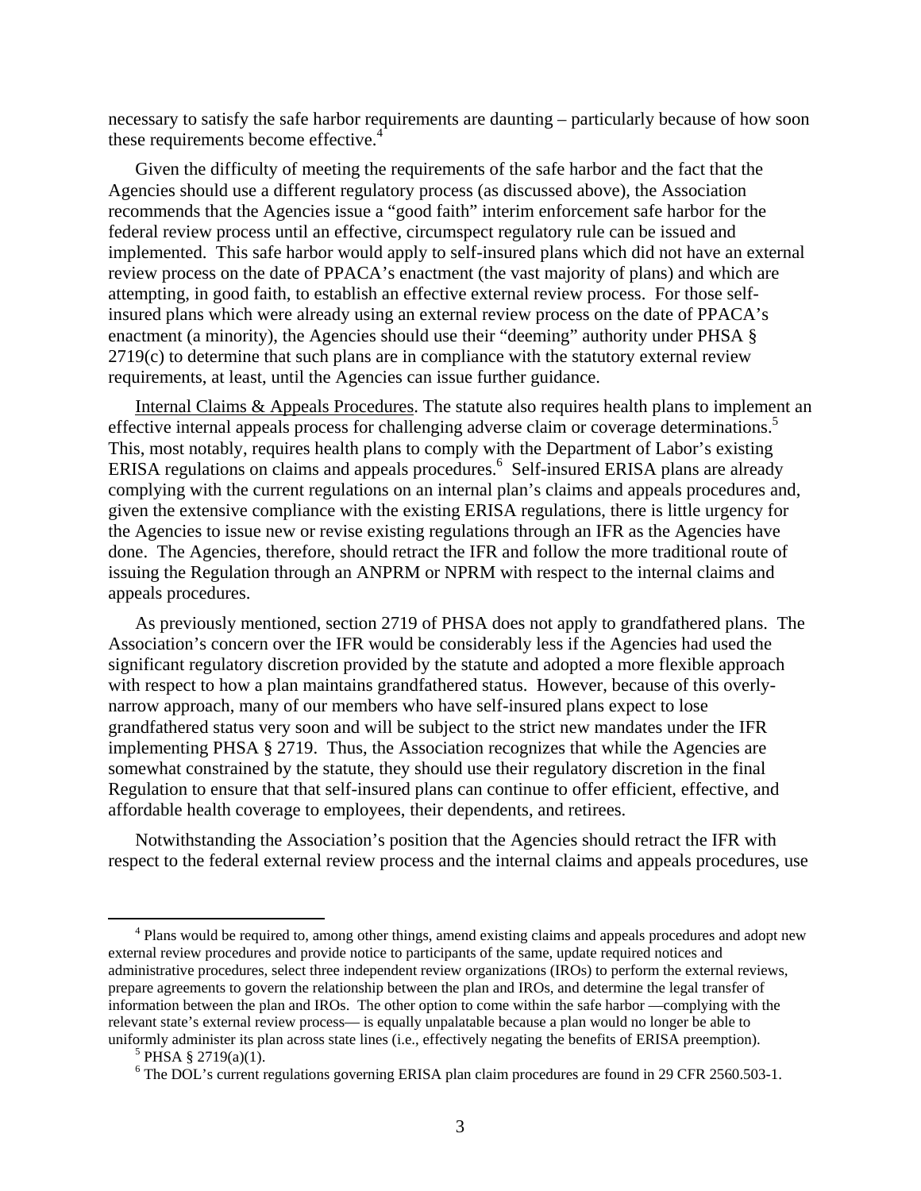necessary to satisfy the safe harbor requirements are daunting – particularly because of how soon these requirements become effective.[4]

Given the difficulty of meeting the requirements of the safe harbor and the fact that the Agencies should use a different regulatory process (as discussed above), the Association recommends that the Agencies issue a "good faith" interim enforcement safe harbor for the federal review process until an effective, circumspect regulatory rule can be issued and implemented. This safe harbor would apply to self-insured plans which did not have an external review process on the date of PPACA's enactment (the vast majority of plans) and which are attempting, in good faith, to establish an effective external review process. For those self-insured plans which were already using an external review process on the date of PPACA's enactment (a minority), the Agencies should use their "deeming" authority under PHSA § 2719(c) to determine that such plans are in compliance with the statutory external review requirements, at least, until the Agencies can issue further guidance.

Internal Claims & Appeals Procedures. The statute also requires health plans to implement an effective internal appeals process for challenging adverse claim or coverage determinations.[5] This, most notably, requires health plans to comply with the Department of Labor's existing ERISA regulations on claims and appeals procedures.[6] Self-insured ERISA plans are already complying with the current regulations on an internal plan's claims and appeals procedures and, given the extensive compliance with the existing ERISA regulations, there is little urgency for the Agencies to issue new or revise existing regulations through an IFR as the Agencies have done. The Agencies, therefore, should retract the IFR and follow the more traditional route of issuing the Regulation through an ANPRM or NPRM with respect to the internal claims and appeals procedures.

As previously mentioned, section 2719 of PHSA does not apply to grandfathered plans. The Association's concern over the IFR would be considerably less if the Agencies had used the significant regulatory discretion provided by the statute and adopted a more flexible approach with respect to how a plan maintains grandfathered status. However, because of this overly-narrow approach, many of our members who have self-insured plans expect to lose grandfathered status very soon and will be subject to the strict new mandates under the IFR implementing PHSA § 2719. Thus, the Association recognizes that while the Agencies are somewhat constrained by the statute, they should use their regulatory discretion in the final Regulation to ensure that that self-insured plans can continue to offer efficient, effective, and affordable health coverage to employees, their dependents, and retirees.

Notwithstanding the Association's position that the Agencies should retract the IFR with respect to the federal external review process and the internal claims and appeals procedures, use

---

[4] Plans would be required to, among other things, amend existing claims and appeals procedures and adopt new external review procedures and provide notice to participants of the same, update required notices and administrative procedures, select three independent review organizations (IROs) to perform the external reviews, prepare agreements to govern the relationship between the plan and IROs, and determine the legal transfer of information between the plan and IROs. The other option to come within the safe harbor —complying with the relevant state's external review process— is equally unpalatable because a plan would no longer be able to uniformly administer its plan across state lines (i.e., effectively negating the benefits of ERISA preemption).

[5] PHSA § 2719(a)(1).

[6] The DOL's current regulations governing ERISA plan claim procedures are found in 29 CFR 2560.503-1.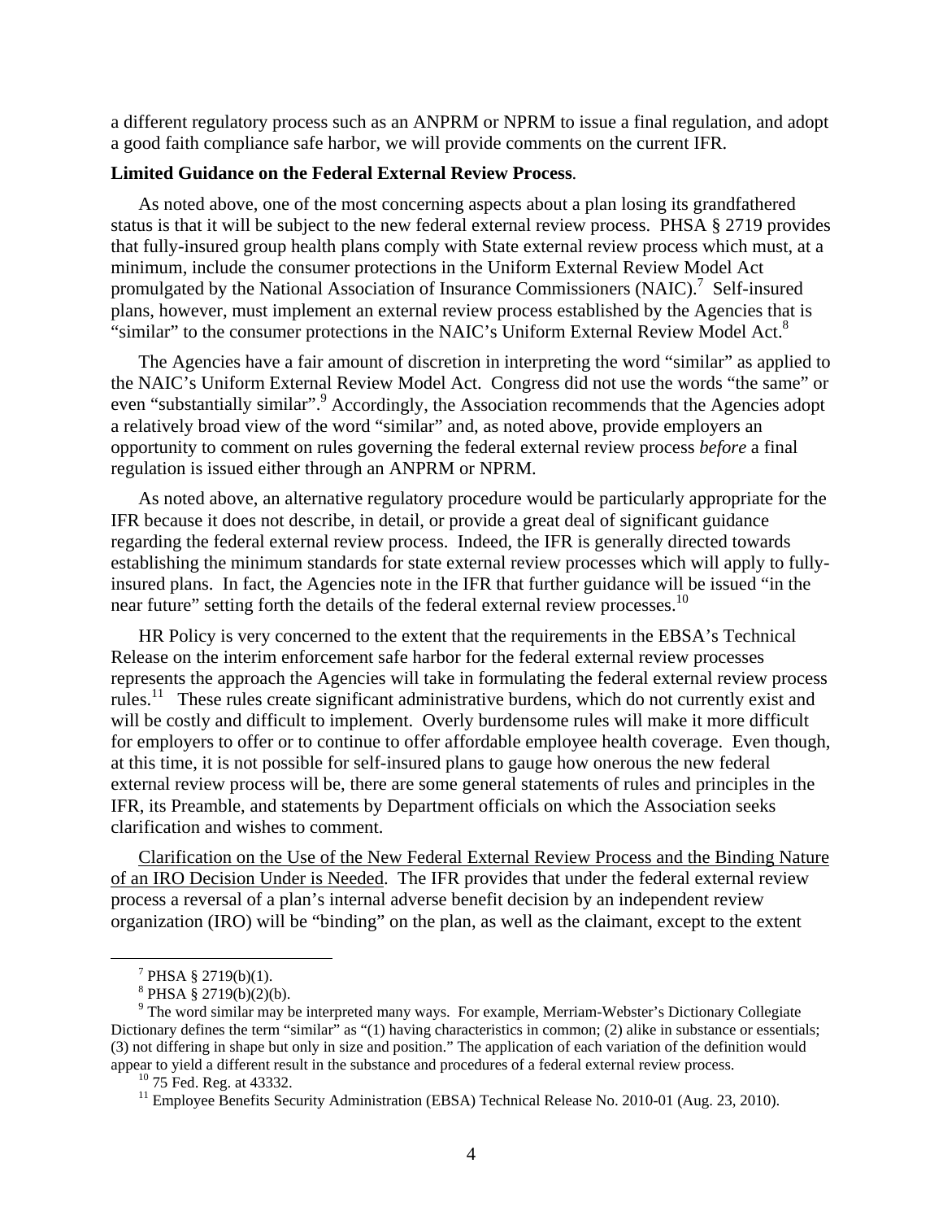a different regulatory process such as an ANPRM or NPRM to issue a final regulation, and adopt a good faith compliance safe harbor, we will provide comments on the current IFR.

**Limited Guidance on the Federal External Review Process**.

As noted above, one of the most concerning aspects about a plan losing its grandfathered status is that it will be subject to the new federal external review process. PHSA § 2719 provides that fully-insured group health plans comply with State external review process which must, at a minimum, include the consumer protections in the Uniform External Review Model Act promulgated by the National Association of Insurance Commissioners (NAIC).[7] Self-insured plans, however, must implement an external review process established by the Agencies that is "similar" to the consumer protections in the NAIC's Uniform External Review Model Act.[8]

The Agencies have a fair amount of discretion in interpreting the word "similar" as applied to the NAIC's Uniform External Review Model Act. Congress did not use the words "the same" or even "substantially similar".[9] Accordingly, the Association recommends that the Agencies adopt a relatively broad view of the word "similar" and, as noted above, provide employers an opportunity to comment on rules governing the federal external review process *before* a final regulation is issued either through an ANPRM or NPRM.

As noted above, an alternative regulatory procedure would be particularly appropriate for the IFR because it does not describe, in detail, or provide a great deal of significant guidance regarding the federal external review process. Indeed, the IFR is generally directed towards establishing the minimum standards for state external review processes which will apply to fully-insured plans. In fact, the Agencies note in the IFR that further guidance will be issued "in the near future" setting forth the details of the federal external review processes.[10]

HR Policy is very concerned to the extent that the requirements in the EBSA's Technical Release on the interim enforcement safe harbor for the federal external review processes represents the approach the Agencies will take in formulating the federal external review process rules.[11] These rules create significant administrative burdens, which do not currently exist and will be costly and difficult to implement. Overly burdensome rules will make it more difficult for employers to offer or to continue to offer affordable employee health coverage. Even though, at this time, it is not possible for self-insured plans to gauge how onerous the new federal external review process will be, there are some general statements of rules and principles in the IFR, its Preamble, and statements by Department officials on which the Association seeks clarification and wishes to comment.

<u>Clarification on the Use of the New Federal External Review Process and the Binding Nature of an IRO Decision Under is Needed</u>. The IFR provides that under the federal external review process a reversal of a plan's internal adverse benefit decision by an independent review organization (IRO) will be "binding" on the plan, as well as the claimant, except to the extent

---

[7] PHSA § 2719(b)(1).

[8] PHSA § 2719(b)(2)(b).

[9] The word similar may be interpreted many ways. For example, Merriam-Webster's Dictionary Collegiate Dictionary defines the term "similar" as "(1) having characteristics in common; (2) alike in substance or essentials; (3) not differing in shape but only in size and position." The application of each variation of the definition would appear to yield a different result in the substance and procedures of a federal external review process.

[10] 75 Fed. Reg. at 43332.

[11] Employee Benefits Security Administration (EBSA) Technical Release No. 2010-01 (Aug. 23, 2010).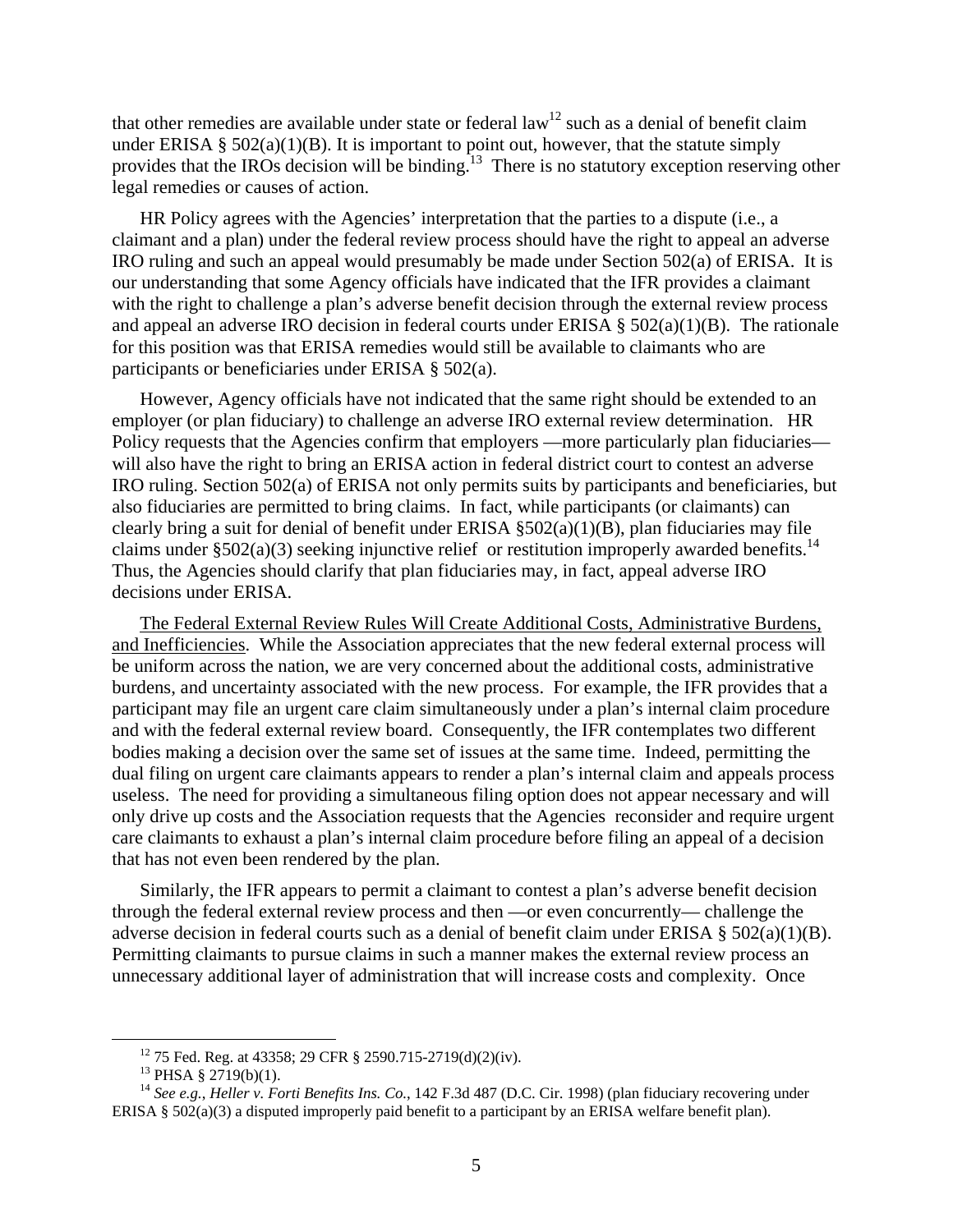that other remedies are available under state or federal law[12] such as a denial of benefit claim under ERISA § 502(a)(1)(B). It is important to point out, however, that the statute simply provides that the IROs decision will be binding.[13] There is no statutory exception reserving other legal remedies or causes of action.

HR Policy agrees with the Agencies' interpretation that the parties to a dispute (i.e., a claimant and a plan) under the federal review process should have the right to appeal an adverse IRO ruling and such an appeal would presumably be made under Section 502(a) of ERISA. It is our understanding that some Agency officials have indicated that the IFR provides a claimant with the right to challenge a plan's adverse benefit decision through the external review process and appeal an adverse IRO decision in federal courts under ERISA § 502(a)(1)(B). The rationale for this position was that ERISA remedies would still be available to claimants who are participants or beneficiaries under ERISA § 502(a).

However, Agency officials have not indicated that the same right should be extended to an employer (or plan fiduciary) to challenge an adverse IRO external review determination. HR Policy requests that the Agencies confirm that employers —more particularly plan fiduciaries— will also have the right to bring an ERISA action in federal district court to contest an adverse IRO ruling. Section 502(a) of ERISA not only permits suits by participants and beneficiaries, but also fiduciaries are permitted to bring claims. In fact, while participants (or claimants) can clearly bring a suit for denial of benefit under ERISA §502(a)(1)(B), plan fiduciaries may file claims under §502(a)(3) seeking injunctive relief or restitution improperly awarded benefits.[14] Thus, the Agencies should clarify that plan fiduciaries may, in fact, appeal adverse IRO decisions under ERISA.

<u>The Federal External Review Rules Will Create Additional Costs, Administrative Burdens, and Inefficiencies</u>. While the Association appreciates that the new federal external process will be uniform across the nation, we are very concerned about the additional costs, administrative burdens, and uncertainty associated with the new process. For example, the IFR provides that a participant may file an urgent care claim simultaneously under a plan's internal claim procedure and with the federal external review board. Consequently, the IFR contemplates two different bodies making a decision over the same set of issues at the same time. Indeed, permitting the dual filing on urgent care claimants appears to render a plan's internal claim and appeals process useless. The need for providing a simultaneous filing option does not appear necessary and will only drive up costs and the Association requests that the Agencies reconsider and require urgent care claimants to exhaust a plan's internal claim procedure before filing an appeal of a decision that has not even been rendered by the plan.

Similarly, the IFR appears to permit a claimant to contest a plan's adverse benefit decision through the federal external review process and then —or even concurrently— challenge the adverse decision in federal courts such as a denial of benefit claim under ERISA § 502(a)(1)(B). Permitting claimants to pursue claims in such a manner makes the external review process an unnecessary additional layer of administration that will increase costs and complexity. Once

---

[12] 75 Fed. Reg. at 43358; 29 CFR § 2590.715-2719(d)(2)(iv).

[13] PHSA § 2719(b)(1).

[14] *See e.g., Heller v. Forti Benefits Ins. Co.*, 142 F.3d 487 (D.C. Cir. 1998) (plan fiduciary recovering under ERISA § 502(a)(3) a disputed improperly paid benefit to a participant by an ERISA welfare benefit plan).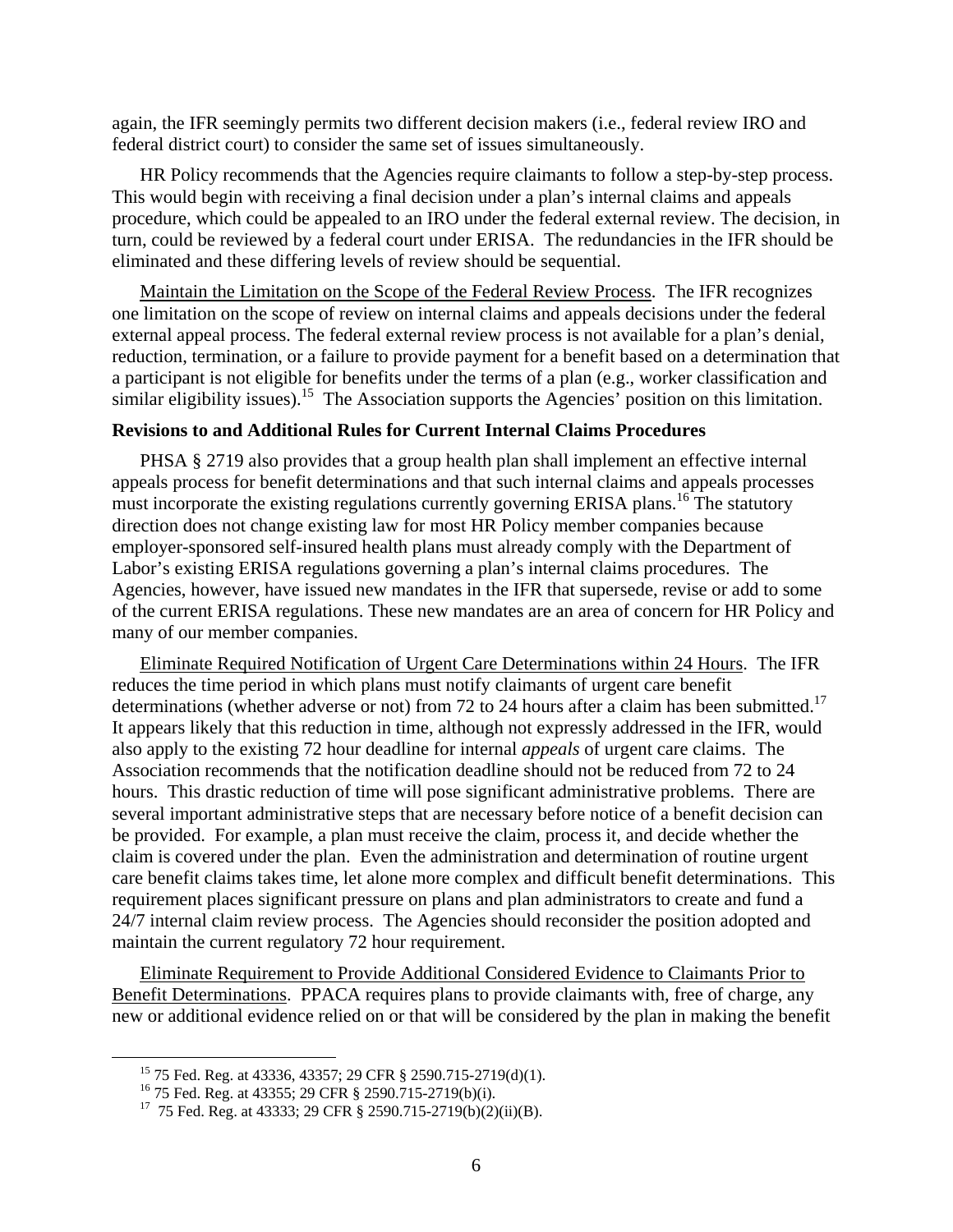again, the IFR seemingly permits two different decision makers (i.e., federal review IRO and federal district court) to consider the same set of issues simultaneously.

HR Policy recommends that the Agencies require claimants to follow a step-by-step process. This would begin with receiving a final decision under a plan's internal claims and appeals procedure, which could be appealed to an IRO under the federal external review. The decision, in turn, could be reviewed by a federal court under ERISA. The redundancies in the IFR should be eliminated and these differing levels of review should be sequential.

<u>Maintain the Limitation on the Scope of the Federal Review Process</u>. The IFR recognizes one limitation on the scope of review on internal claims and appeals decisions under the federal external appeal process. The federal external review process is not available for a plan's denial, reduction, termination, or a failure to provide payment for a benefit based on a determination that a participant is not eligible for benefits under the terms of a plan (e.g., worker classification and similar eligibility issues).[15] The Association supports the Agencies' position on this limitation.

**Revisions to and Additional Rules for Current Internal Claims Procedures**

PHSA § 2719 also provides that a group health plan shall implement an effective internal appeals process for benefit determinations and that such internal claims and appeals processes must incorporate the existing regulations currently governing ERISA plans.[16] The statutory direction does not change existing law for most HR Policy member companies because employer-sponsored self-insured health plans must already comply with the Department of Labor's existing ERISA regulations governing a plan's internal claims procedures. The Agencies, however, have issued new mandates in the IFR that supersede, revise or add to some of the current ERISA regulations. These new mandates are an area of concern for HR Policy and many of our member companies.

<u>Eliminate Required Notification of Urgent Care Determinations within 24 Hours</u>. The IFR reduces the time period in which plans must notify claimants of urgent care benefit determinations (whether adverse or not) from 72 to 24 hours after a claim has been submitted.[17] It appears likely that this reduction in time, although not expressly addressed in the IFR, would also apply to the existing 72 hour deadline for internal *appeals* of urgent care claims. The Association recommends that the notification deadline should not be reduced from 72 to 24 hours. This drastic reduction of time will pose significant administrative problems. There are several important administrative steps that are necessary before notice of a benefit decision can be provided. For example, a plan must receive the claim, process it, and decide whether the claim is covered under the plan. Even the administration and determination of routine urgent care benefit claims takes time, let alone more complex and difficult benefit determinations. This requirement places significant pressure on plans and plan administrators to create and fund a 24/7 internal claim review process. The Agencies should reconsider the position adopted and maintain the current regulatory 72 hour requirement.

<u>Eliminate Requirement to Provide Additional Considered Evidence to Claimants Prior to Benefit Determinations</u>. PPACA requires plans to provide claimants with, free of charge, any new or additional evidence relied on or that will be considered by the plan in making the benefit

---

[15] 75 Fed. Reg. at 43336, 43357; 29 CFR § 2590.715-2719(d)(1).

[16] 75 Fed. Reg. at 43355; 29 CFR § 2590.715-2719(b)(i).

[17] 75 Fed. Reg. at 43333; 29 CFR § 2590.715-2719(b)(2)(ii)(B).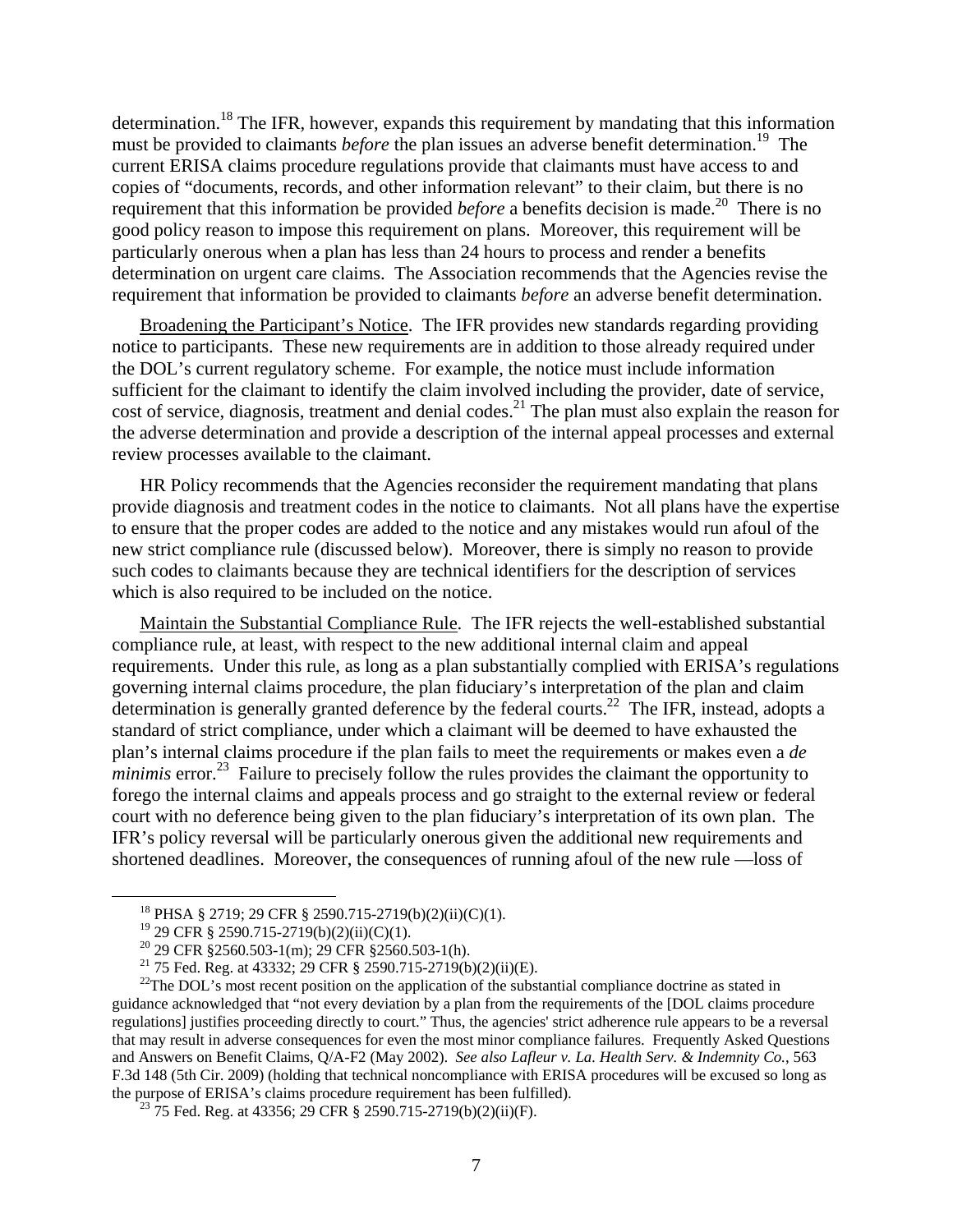determination.[18] The IFR, however, expands this requirement by mandating that this information must be provided to claimants *before* the plan issues an adverse benefit determination.[19] The current ERISA claims procedure regulations provide that claimants must have access to and copies of "documents, records, and other information relevant" to their claim, but there is no requirement that this information be provided *before* a benefits decision is made.[20] There is no good policy reason to impose this requirement on plans. Moreover, this requirement will be particularly onerous when a plan has less than 24 hours to process and render a benefits determination on urgent care claims. The Association recommends that the Agencies revise the requirement that information be provided to claimants *before* an adverse benefit determination.

<u>Broadening the Participant's Notice</u>. The IFR provides new standards regarding providing notice to participants. These new requirements are in addition to those already required under the DOL's current regulatory scheme. For example, the notice must include information sufficient for the claimant to identify the claim involved including the provider, date of service, cost of service, diagnosis, treatment and denial codes.[21] The plan must also explain the reason for the adverse determination and provide a description of the internal appeal processes and external review processes available to the claimant.

HR Policy recommends that the Agencies reconsider the requirement mandating that plans provide diagnosis and treatment codes in the notice to claimants. Not all plans have the expertise to ensure that the proper codes are added to the notice and any mistakes would run afoul of the new strict compliance rule (discussed below). Moreover, there is simply no reason to provide such codes to claimants because they are technical identifiers for the description of services which is also required to be included on the notice.

<u>Maintain the Substantial Compliance Rule</u>. The IFR rejects the well-established substantial compliance rule, at least, with respect to the new additional internal claim and appeal requirements. Under this rule, as long as a plan substantially complied with ERISA's regulations governing internal claims procedure, the plan fiduciary's interpretation of the plan and claim determination is generally granted deference by the federal courts.[22] The IFR, instead, adopts a standard of strict compliance, under which a claimant will be deemed to have exhausted the plan's internal claims procedure if the plan fails to meet the requirements or makes even a *de minimis* error.[23] Failure to precisely follow the rules provides the claimant the opportunity to forego the internal claims and appeals process and go straight to the external review or federal court with no deference being given to the plan fiduciary's interpretation of its own plan. The IFR's policy reversal will be particularly onerous given the additional new requirements and shortened deadlines. Moreover, the consequences of running afoul of the new rule —loss of

---

[18] PHSA § 2719; 29 CFR § 2590.715-2719(b)(2)(ii)(C)(1).

[19] 29 CFR § 2590.715-2719(b)(2)(ii)(C)(1).

[20] 29 CFR §2560.503-1(m); 29 CFR §2560.503-1(h).

[21] 75 Fed. Reg. at 43332; 29 CFR § 2590.715-2719(b)(2)(ii)(E).

[22] The DOL's most recent position on the application of the substantial compliance doctrine as stated in guidance acknowledged that "not every deviation by a plan from the requirements of the [DOL claims procedure regulations] justifies proceeding directly to court." Thus, the agencies' strict adherence rule appears to be a reversal that may result in adverse consequences for even the most minor compliance failures. Frequently Asked Questions and Answers on Benefit Claims, Q/A-F2 (May 2002). *See also Lafleur v. La. Health Serv. & Indemnity Co.*, 563 F.3d 148 (5th Cir. 2009) (holding that technical noncompliance with ERISA procedures will be excused so long as the purpose of ERISA's claims procedure requirement has been fulfilled).

[23] 75 Fed. Reg. at 43356; 29 CFR § 2590.715-2719(b)(2)(ii)(F).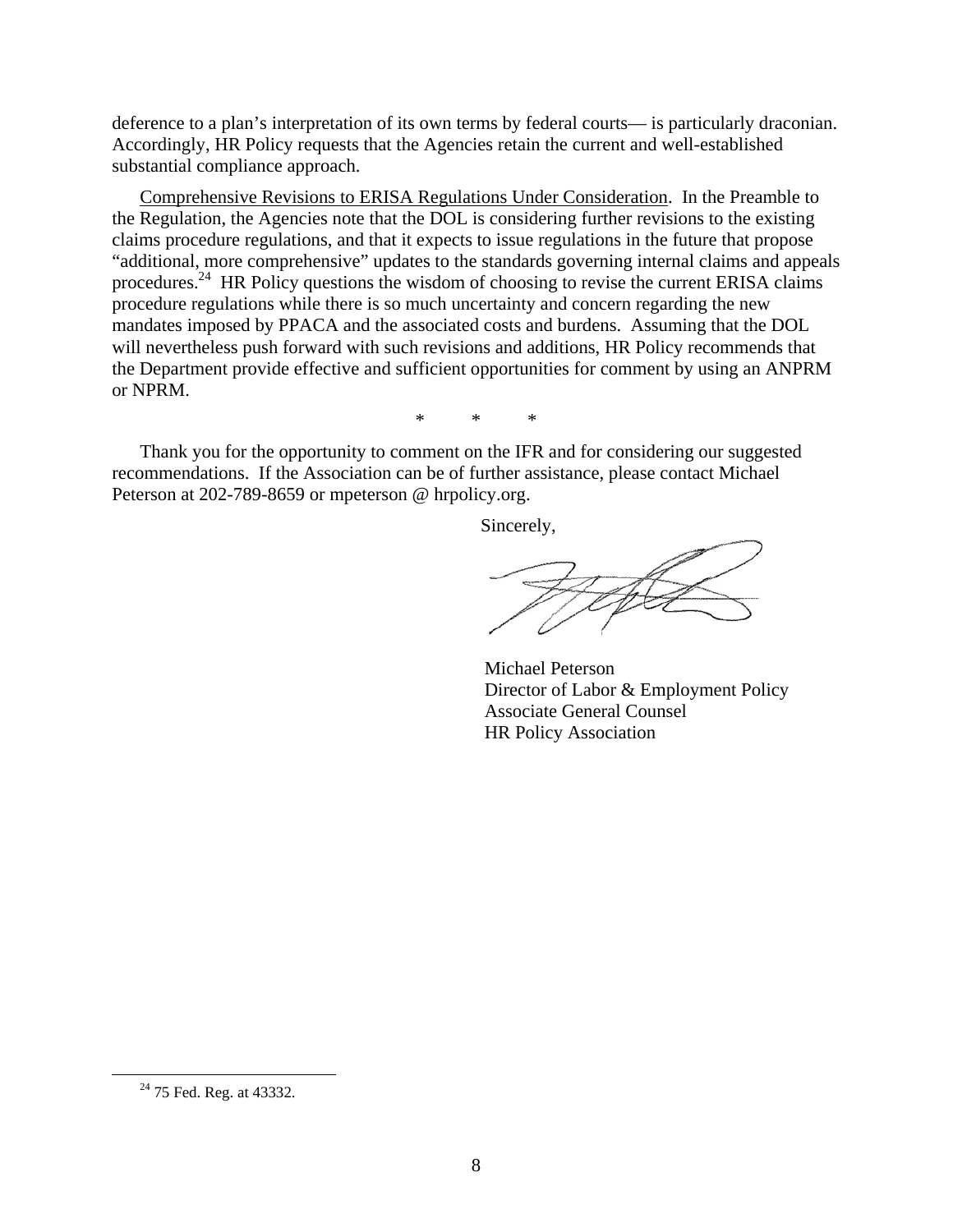deference to a plan's interpretation of its own terms by federal courts— is particularly draconian. Accordingly, HR Policy requests that the Agencies retain the current and well-established substantial compliance approach.

Comprehensive Revisions to ERISA Regulations Under Consideration. In the Preamble to the Regulation, the Agencies note that the DOL is considering further revisions to the existing claims procedure regulations, and that it expects to issue regulations in the future that propose "additional, more comprehensive" updates to the standards governing internal claims and appeals procedures.[24] HR Policy questions the wisdom of choosing to revise the current ERISA claims procedure regulations while there is so much uncertainty and concern regarding the new mandates imposed by PPACA and the associated costs and burdens. Assuming that the DOL will nevertheless push forward with such revisions and additions, HR Policy recommends that the Department provide effective and sufficient opportunities for comment by using an ANPRM or NPRM.

\* \* \*

Thank you for the opportunity to comment on the IFR and for considering our suggested recommendations. If the Association can be of further assistance, please contact Michael Peterson at 202-789-8659 or mpeterson @ hrpolicy.org.

Sincerely,

Michael Peterson
Director of Labor & Employment Policy
Associate General Counsel
HR Policy Association

[24] 75 Fed. Reg. at 43332.